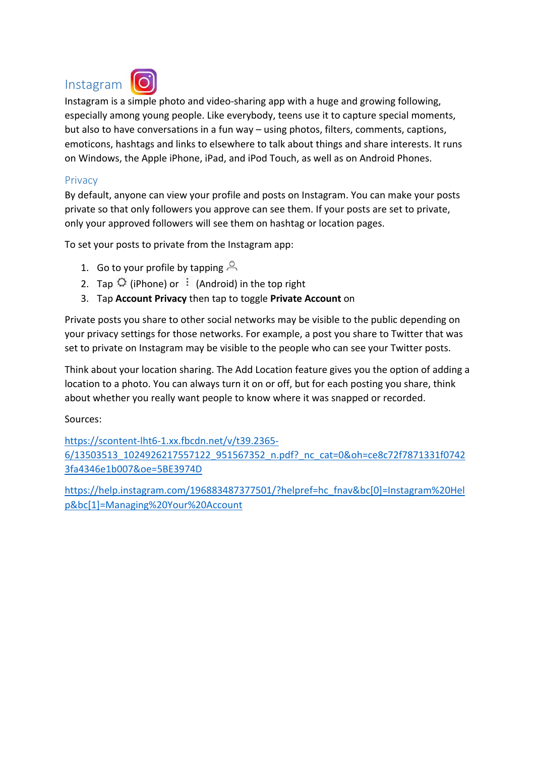# Instagram

Instagram is a simple photo and video-sharing app with a huge and growing following, especially among young people. Like everybody, teens use it to capture special moments, but also to have conversations in a fun way – using photos, filters, comments, captions, emoticons, hashtags and links to elsewhere to talk about things and share interests. It runs on Windows, the Apple iPhone, iPad, and iPod Touch, as well as on Android Phones.

## Privacy

By default, anyone can view your profile and posts on Instagram. You can make your posts private so that only followers you approve can see them. If your posts are set to private, only your approved followers will see them on hashtag or location pages.

To set your posts to private from the Instagram app:

1. Go to your profile by tapping
2. Tap (iPhone) or (Android) in the top right
3. Tap **Account Privacy** then tap to toggle **Private Account** on

Private posts you share to other social networks may be visible to the public depending on your privacy settings for those networks. For example, a post you share to Twitter that was set to private on Instagram may be visible to the people who can see your Twitter posts.

Think about your location sharing. The Add Location feature gives you the option of adding a location to a photo. You can always turn it on or off, but for each posting you share, think about whether you really want people to know where it was snapped or recorded.

Sources:

https://scontent-lht6-1.xx.fbcdn.net/v/t39.2365-6/13503513_1024926217557122_951567352_n.pdf?_nc_cat=0&oh=ce8c72f7871331f07423fa4346e1b007&oe=5BE3974D

https://help.instagram.com/196883487377501/?helpref=hc_fnav&bc[0]=Instagram%20Help&bc[1]=Managing%20Your%20Account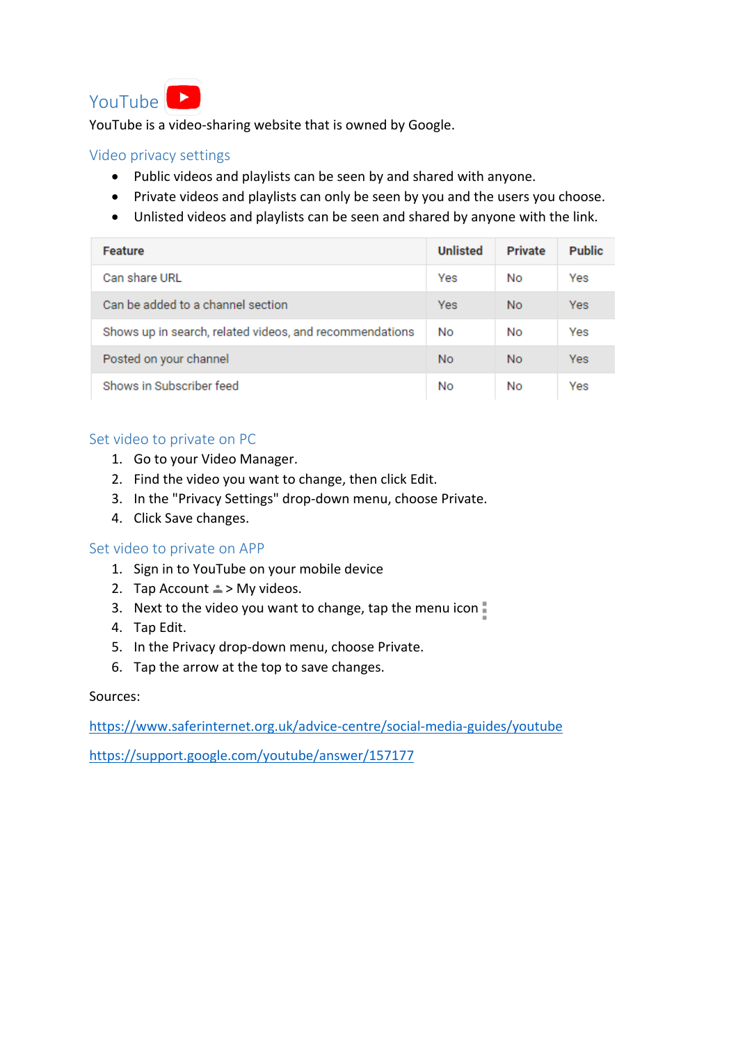# YouTube

YouTube is a video-sharing website that is owned by Google.

## Video privacy settings

- Public videos and playlists can be seen by and shared with anyone.
- Private videos and playlists can only be seen by you and the users you choose.
- Unlisted videos and playlists can be seen and shared by anyone with the link.

| Feature | Unlisted | Private | Public |
| --- | --- | --- | --- |
| Can share URL | Yes | No | Yes |
| Can be added to a channel section | Yes | No | Yes |
| Shows up in search, related videos, and recommendations | No | No | Yes |
| Posted on your channel | No | No | Yes |
| Shows in Subscriber feed | No | No | Yes |

## Set video to private on PC

1. Go to your Video Manager.
2. Find the video you want to change, then click Edit.
3. In the "Privacy Settings" drop-down menu, choose Private.
4. Click Save changes.

## Set video to private on APP

1. Sign in to YouTube on your mobile device
2. Tap Account > My videos.
3. Next to the video you want to change, tap the menu icon
4. Tap Edit.
5. In the Privacy drop-down menu, choose Private.
6. Tap the arrow at the top to save changes.

Sources:

https://www.saferinternet.org.uk/advice-centre/social-media-guides/youtube

https://support.google.com/youtube/answer/157177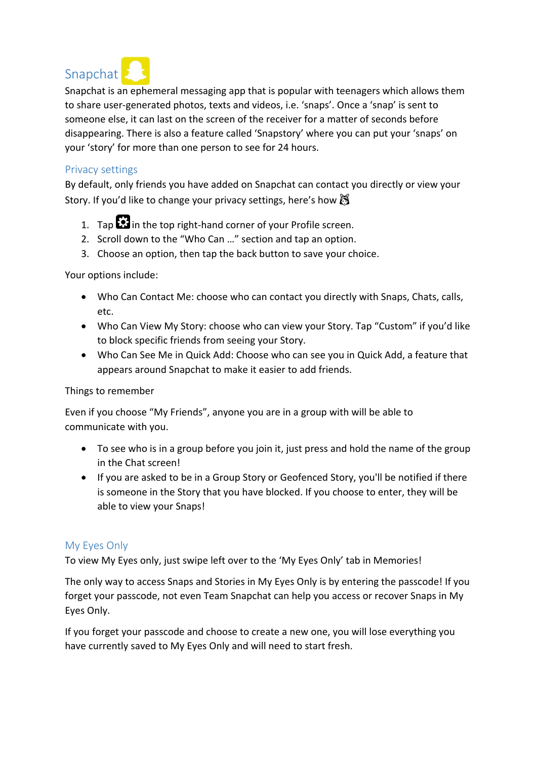## Snapchat

Snapchat is an ephemeral messaging app that is popular with teenagers which allows them to share user-generated photos, texts and videos, i.e. 'snaps'. Once a 'snap' is sent to someone else, it can last on the screen of the receiver for a matter of seconds before disappearing. There is also a feature called 'Snapstory' where you can put your 'snaps' on your 'story' for more than one person to see for 24 hours.

### Privacy settings

By default, only friends you have added on Snapchat can contact you directly or view your Story. If you'd like to change your privacy settings, here's how 🐰

1. Tap ⚙ in the top right-hand corner of your Profile screen.
2. Scroll down to the "Who Can …" section and tap an option.
3. Choose an option, then tap the back button to save your choice.

Your options include:

- Who Can Contact Me: choose who can contact you directly with Snaps, Chats, calls, etc.
- Who Can View My Story: choose who can view your Story. Tap "Custom" if you'd like to block specific friends from seeing your Story.
- Who Can See Me in Quick Add: Choose who can see you in Quick Add, a feature that appears around Snapchat to make it easier to add friends.

Things to remember

Even if you choose "My Friends", anyone you are in a group with will be able to communicate with you.

- To see who is in a group before you join it, just press and hold the name of the group in the Chat screen!
- If you are asked to be in a Group Story or Geofenced Story, you'll be notified if there is someone in the Story that you have blocked. If you choose to enter, they will be able to view your Snaps!

### My Eyes Only

To view My Eyes only, just swipe left over to the 'My Eyes Only' tab in Memories!

The only way to access Snaps and Stories in My Eyes Only is by entering the passcode! If you forget your passcode, not even Team Snapchat can help you access or recover Snaps in My Eyes Only.

If you forget your passcode and choose to create a new one, you will lose everything you have currently saved to My Eyes Only and will need to start fresh.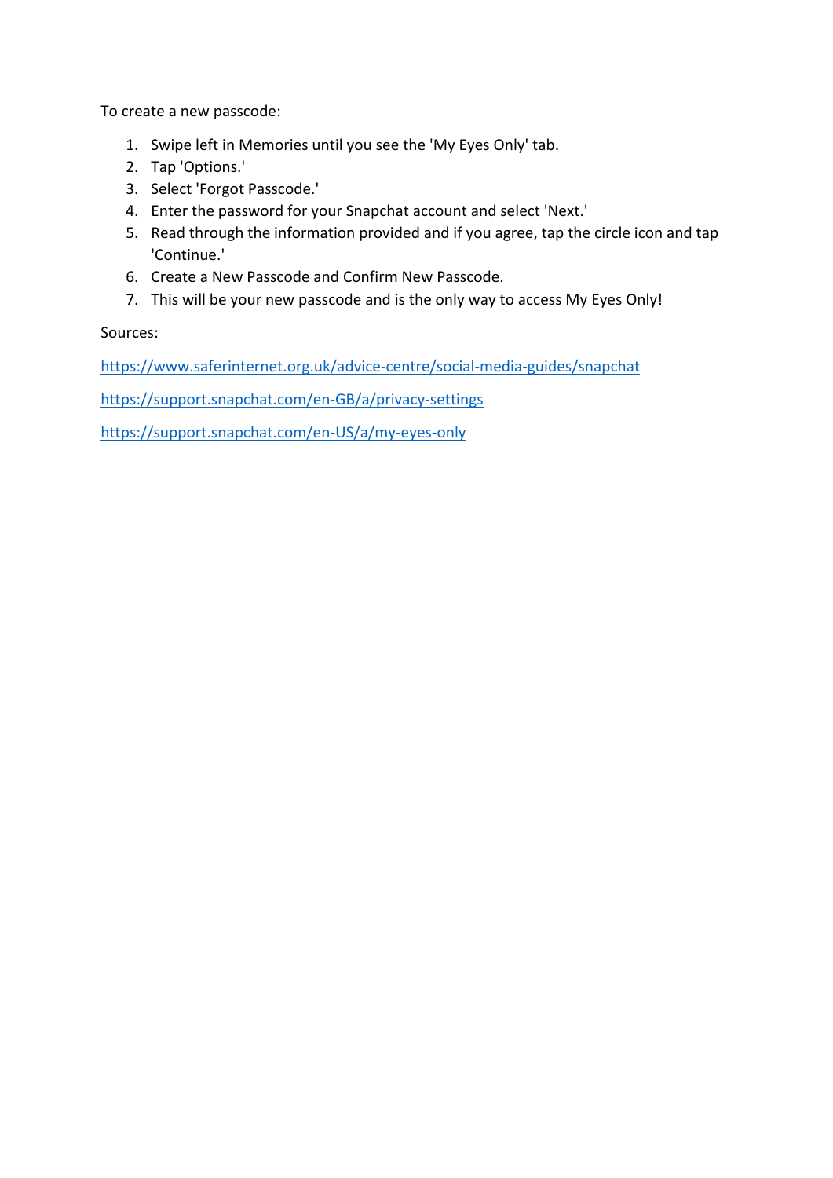To create a new passcode:

1. Swipe left in Memories until you see the 'My Eyes Only' tab.
2. Tap 'Options.'
3. Select 'Forgot Passcode.'
4. Enter the password for your Snapchat account and select 'Next.'
5. Read through the information provided and if you agree, tap the circle icon and tap 'Continue.'
6. Create a New Passcode and Confirm New Passcode.
7. This will be your new passcode and is the only way to access My Eyes Only!

Sources:

https://www.saferinternet.org.uk/advice-centre/social-media-guides/snapchat

https://support.snapchat.com/en-GB/a/privacy-settings

https://support.snapchat.com/en-US/a/my-eyes-only